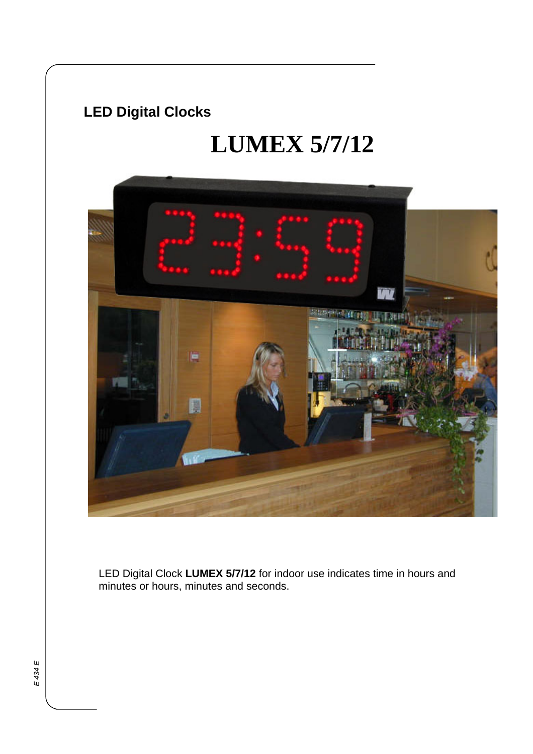**LED Digital Clocks**

# LUMEX 5/7/12

LED Digital Clock **LUMEX 5/7/12** for indoor use indicates time in hours and minutes or hours, minutes and seconds.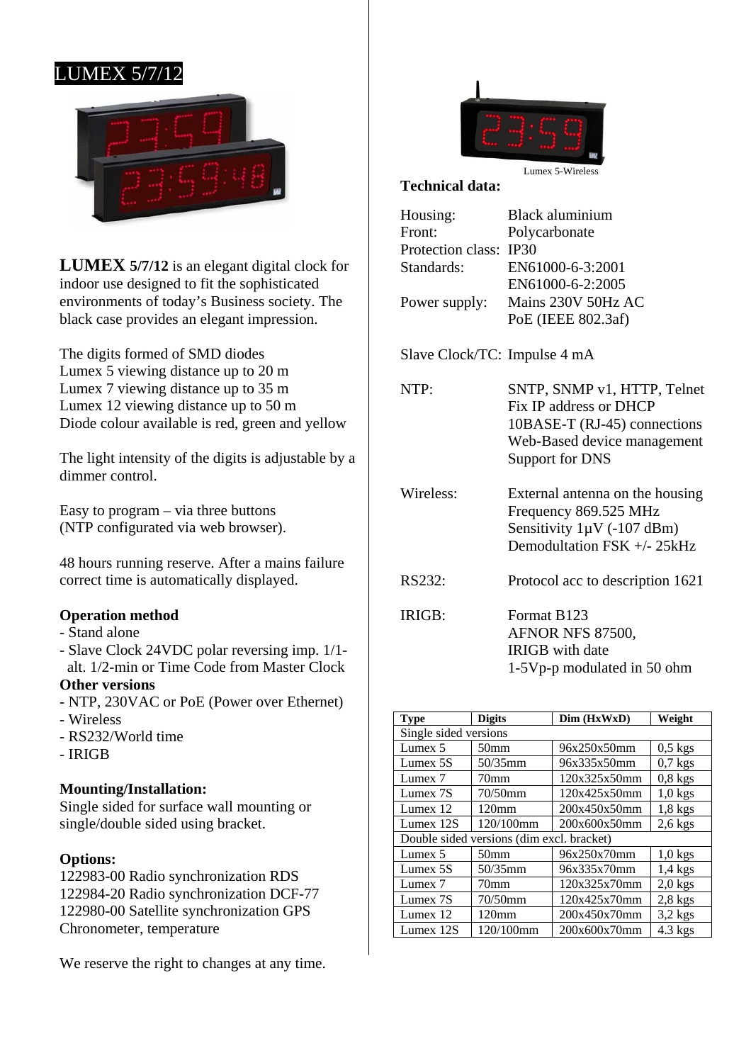# LUMEX 5/7/12

**LUMEX 5/7/12** is an elegant digital clock for indoor use designed to fit the sophisticated environments of today's Business society. The black case provides an elegant impression.

The digits formed of SMD diodes
Lumex 5 viewing distance up to 20 m
Lumex 7 viewing distance up to 35 m
Lumex 12 viewing distance up to 50 m
Diode colour available is red, green and yellow

The light intensity of the digits is adjustable by a dimmer control.

Easy to program – via three buttons
(NTP configurated via web browser).

48 hours running reserve. After a mains failure correct time is automatically displayed.

**Operation method**
- Stand alone
- Slave Clock 24VDC polar reversing imp. 1/1-alt. 1/2-min or Time Code from Master Clock

**Other versions**
- NTP, 230VAC or PoE (Power over Ethernet)
- Wireless
- RS232/World time
- IRIGB

**Mounting/Installation:**
Single sided for surface wall mounting or single/double sided using bracket.

**Options:**
122983-00 Radio synchronization RDS
122984-20 Radio synchronization DCF-77
122980-00 Satellite synchronization GPS
Chronometer, temperature

We reserve the right to changes at any time.

Lumex 5-Wireless

**Technical data:**

| | |
|---|---|
| Housing: | Black aluminium |
| Front: | Polycarbonate |
| Protection class: | IP30 |
| Standards: | EN61000-6-3:2001<br>EN61000-6-2:2005 |
| Power supply: | Mains 230V 50Hz AC<br>PoE (IEEE 802.3af) |
| Slave Clock/TC: | Impulse 4 mA |
| NTP: | SNTP, SNMP v1, HTTP, Telnet<br>Fix IP address or DHCP<br>10BASE-T (RJ-45) connections<br>Web-Based device management<br>Support for DNS |
| Wireless: | External antenna on the housing<br>Frequency 869.525 MHz<br>Sensitivity 1µV (-107 dBm)<br>Demodultation FSK +/- 25kHz |
| RS232: | Protocol acc to description 1621 |
| IRIGB: | Format B123<br>AFNOR NFS 87500,<br>IRIGB with date<br>1-5Vp-p modulated in 50 ohm |

| Type | Digits | Dim (HxWxD) | Weight |
|---|---|---|---|
| Single sided versions | | | |
| Lumex 5 | 50mm | 96x250x50mm | 0,5 kgs |
| Lumex 5S | 50/35mm | 96x335x50mm | 0,7 kgs |
| Lumex 7 | 70mm | 120x325x50mm | 0,8 kgs |
| Lumex 7S | 70/50mm | 120x425x50mm | 1,0 kgs |
| Lumex 12 | 120mm | 200x450x50mm | 1,8 kgs |
| Lumex 12S | 120/100mm | 200x600x50mm | 2,6 kgs |
| Double sided versions (dim excl. bracket) | | | |
| Lumex 5 | 50mm | 96x250x70mm | 1,0 kgs |
| Lumex 5S | 50/35mm | 96x335x70mm | 1,4 kgs |
| Lumex 7 | 70mm | 120x325x70mm | 2,0 kgs |
| Lumex 7S | 70/50mm | 120x425x70mm | 2,8 kgs |
| Lumex 12 | 120mm | 200x450x70mm | 3,2 kgs |
| Lumex 12S | 120/100mm | 200x600x70mm | 4.3 kgs |